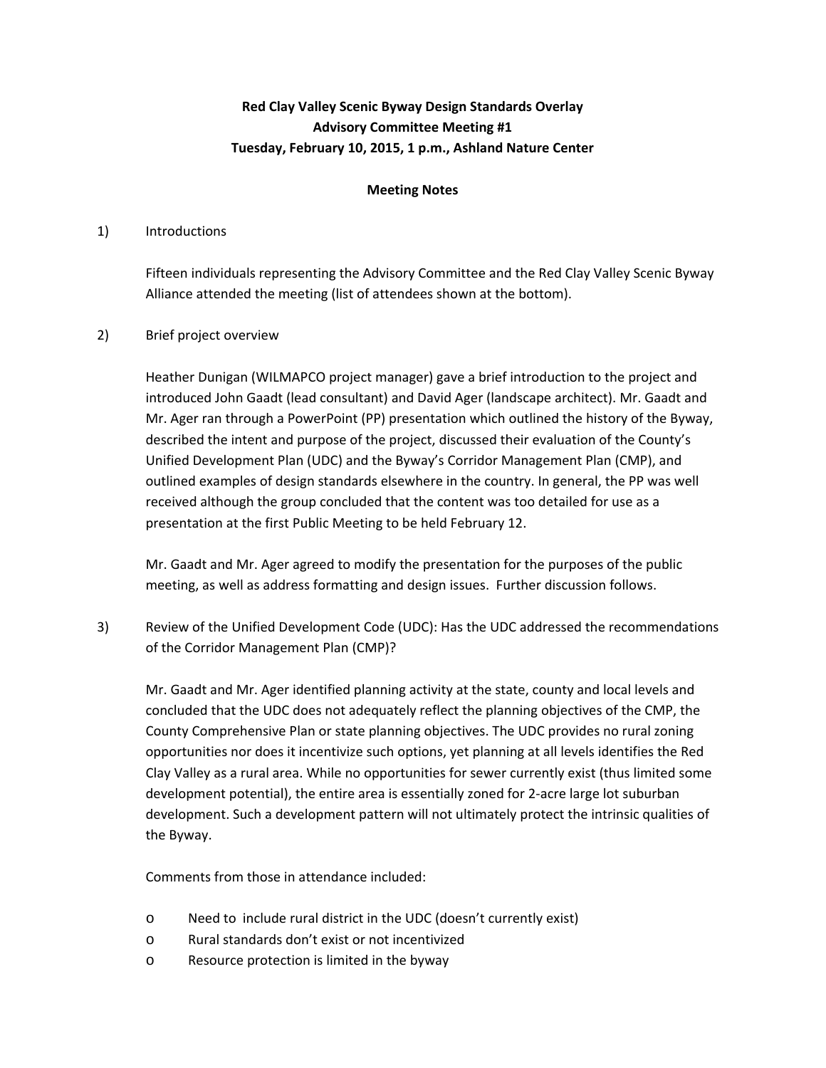**Red Clay Valley Scenic Byway Design Standards Overlay**
**Advisory Committee Meeting #1**
**Tuesday, February 10, 2015, 1 p.m., Ashland Nature Center**

**Meeting Notes**

1) Introductions

Fifteen individuals representing the Advisory Committee and the Red Clay Valley Scenic Byway Alliance attended the meeting (list of attendees shown at the bottom).

2) Brief project overview

Heather Dunigan (WILMAPCO project manager) gave a brief introduction to the project and introduced John Gaadt (lead consultant) and David Ager (landscape architect). Mr. Gaadt and Mr. Ager ran through a PowerPoint (PP) presentation which outlined the history of the Byway, described the intent and purpose of the project, discussed their evaluation of the County's Unified Development Plan (UDC) and the Byway's Corridor Management Plan (CMP), and outlined examples of design standards elsewhere in the country. In general, the PP was well received although the group concluded that the content was too detailed for use as a presentation at the first Public Meeting to be held February 12.

Mr. Gaadt and Mr. Ager agreed to modify the presentation for the purposes of the public meeting, as well as address formatting and design issues. Further discussion follows.

3) Review of the Unified Development Code (UDC): Has the UDC addressed the recommendations of the Corridor Management Plan (CMP)?

Mr. Gaadt and Mr. Ager identified planning activity at the state, county and local levels and concluded that the UDC does not adequately reflect the planning objectives of the CMP, the County Comprehensive Plan or state planning objectives. The UDC provides no rural zoning opportunities nor does it incentivize such options, yet planning at all levels identifies the Red Clay Valley as a rural area. While no opportunities for sewer currently exist (thus limited some development potential), the entire area is essentially zoned for 2-acre large lot suburban development. Such a development pattern will not ultimately protect the intrinsic qualities of the Byway.

Comments from those in attendance included:

- Need to include rural district in the UDC (doesn't currently exist)
- Rural standards don't exist or not incentivized
- Resource protection is limited in the byway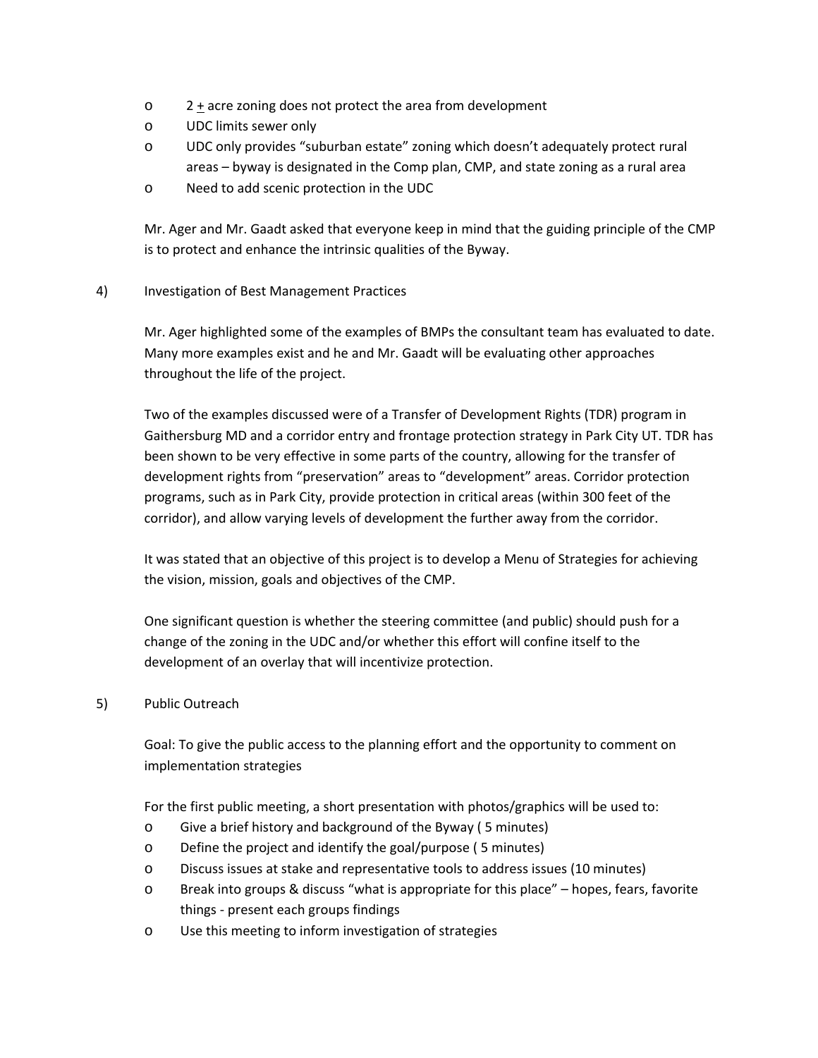- 2 ± acre zoning does not protect the area from development
- UDC limits sewer only
- UDC only provides "suburban estate" zoning which doesn't adequately protect rural areas – byway is designated in the Comp plan, CMP, and state zoning as a rural area
- Need to add scenic protection in the UDC

Mr. Ager and Mr. Gaadt asked that everyone keep in mind that the guiding principle of the CMP is to protect and enhance the intrinsic qualities of the Byway.

4) Investigation of Best Management Practices

Mr. Ager highlighted some of the examples of BMPs the consultant team has evaluated to date. Many more examples exist and he and Mr. Gaadt will be evaluating other approaches throughout the life of the project.

Two of the examples discussed were of a Transfer of Development Rights (TDR) program in Gaithersburg MD and a corridor entry and frontage protection strategy in Park City UT. TDR has been shown to be very effective in some parts of the country, allowing for the transfer of development rights from "preservation" areas to "development" areas. Corridor protection programs, such as in Park City, provide protection in critical areas (within 300 feet of the corridor), and allow varying levels of development the further away from the corridor.

It was stated that an objective of this project is to develop a Menu of Strategies for achieving the vision, mission, goals and objectives of the CMP.

One significant question is whether the steering committee (and public) should push for a change of the zoning in the UDC and/or whether this effort will confine itself to the development of an overlay that will incentivize protection.

5) Public Outreach

Goal: To give the public access to the planning effort and the opportunity to comment on implementation strategies

For the first public meeting, a short presentation with photos/graphics will be used to:

- Give a brief history and background of the Byway ( 5 minutes)
- Define the project and identify the goal/purpose ( 5 minutes)
- Discuss issues at stake and representative tools to address issues (10 minutes)
- Break into groups & discuss "what is appropriate for this place" – hopes, fears, favorite things - present each groups findings
- Use this meeting to inform investigation of strategies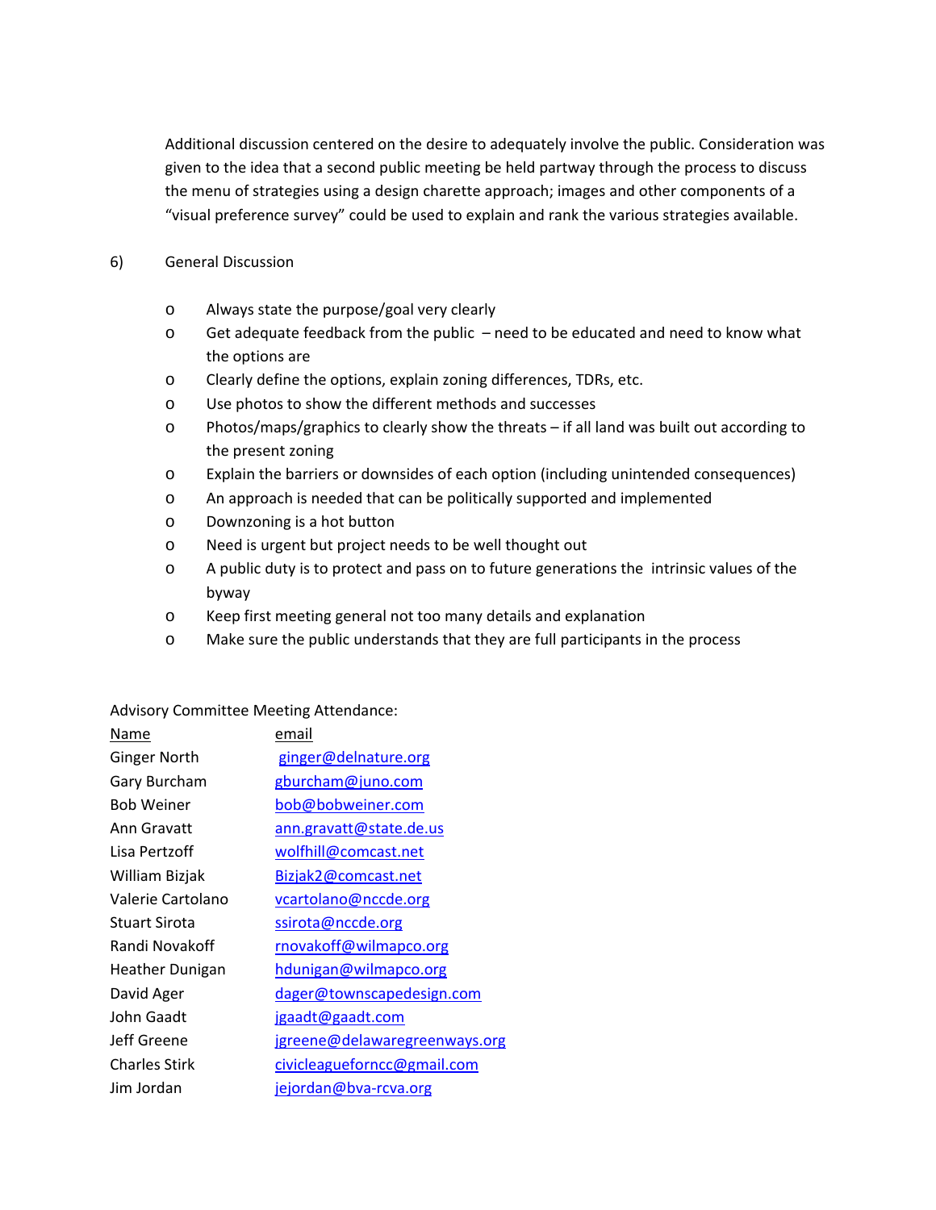Additional discussion centered on the desire to adequately involve the public. Consideration was given to the idea that a second public meeting be held partway through the process to discuss the menu of strategies using a design charette approach; images and other components of a "visual preference survey" could be used to explain and rank the various strategies available.

6) General Discussion

- Always state the purpose/goal very clearly
- Get adequate feedback from the public – need to be educated and need to know what the options are
- Clearly define the options, explain zoning differences, TDRs, etc.
- Use photos to show the different methods and successes
- Photos/maps/graphics to clearly show the threats – if all land was built out according to the present zoning
- Explain the barriers or downsides of each option (including unintended consequences)
- An approach is needed that can be politically supported and implemented
- Downzoning is a hot button
- Need is urgent but project needs to be well thought out
- A public duty is to protect and pass on to future generations the intrinsic values of the byway
- Keep first meeting general not too many details and explanation
- Make sure the public understands that they are full participants in the process

Advisory Committee Meeting Attendance:

| Name | email |
|---|---|
| Ginger North | ginger@delnature.org |
| Gary Burcham | gburcham@juno.com |
| Bob Weiner | bob@bobweiner.com |
| Ann Gravatt | ann.gravatt@state.de.us |
| Lisa Pertzoff | wolfhill@comcast.net |
| William Bizjak | Bizjak2@comcast.net |
| Valerie Cartolano | vcartolano@nccde.org |
| Stuart Sirota | ssirota@nccde.org |
| Randi Novakoff | rnovakoff@wilmapco.org |
| Heather Dunigan | hdunigan@wilmapco.org |
| David Ager | dager@townscapedesign.com |
| John Gaadt | jgaadt@gaadt.com |
| Jeff Greene | jgreene@delawaregreenways.org |
| Charles Stirk | civicleagueforncc@gmail.com |
| Jim Jordan | jejordan@bva-rcva.org |